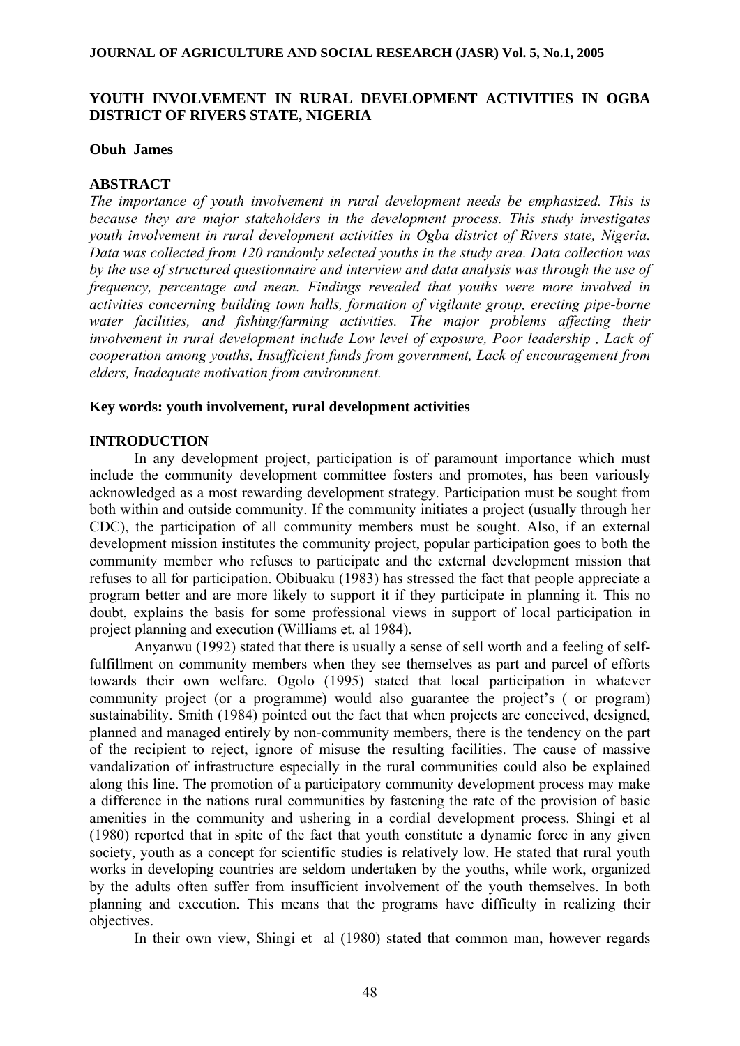# YOUTH INVOLVEMENT IN RURAL DEVELOPMENT ACTIVITIES IN OGBA DISTRICT OF RIVERS STATE, NIGERIA

**Obuh James**

## ABSTRACT

*The importance of youth involvement in rural development needs be emphasized. This is because they are major stakeholders in the development process. This study investigates youth involvement in rural development activities in Ogba district of Rivers state, Nigeria. Data was collected from 120 randomly selected youths in the study area. Data collection was by the use of structured questionnaire and interview and data analysis was through the use of frequency, percentage and mean. Findings revealed that youths were more involved in activities concerning building town halls, formation of vigilante group, erecting pipe-borne water facilities, and fishing/farming activities. The major problems affecting their involvement in rural development include Low level of exposure, Poor leadership , Lack of cooperation among youths, Insufficient funds from government, Lack of encouragement from elders, Inadequate motivation from environment.*

**Key words: youth involvement, rural development activities**

## INTRODUCTION

In any development project, participation is of paramount importance which must include the community development committee fosters and promotes, has been variously acknowledged as a most rewarding development strategy. Participation must be sought from both within and outside community. If the community initiates a project (usually through her CDC), the participation of all community members must be sought. Also, if an external development mission institutes the community project, popular participation goes to both the community member who refuses to participate and the external development mission that refuses to all for participation. Obibuaku (1983) has stressed the fact that people appreciate a program better and are more likely to support it if they participate in planning it. This no doubt, explains the basis for some professional views in support of local participation in project planning and execution (Williams et. al 1984).

Anyanwu (1992) stated that there is usually a sense of sell worth and a feeling of self-fulfillment on community members when they see themselves as part and parcel of efforts towards their own welfare. Ogolo (1995) stated that local participation in whatever community project (or a programme) would also guarantee the project's ( or program) sustainability. Smith (1984) pointed out the fact that when projects are conceived, designed, planned and managed entirely by non-community members, there is the tendency on the part of the recipient to reject, ignore of misuse the resulting facilities. The cause of massive vandalization of infrastructure especially in the rural communities could also be explained along this line. The promotion of a participatory community development process may make a difference in the nations rural communities by fastening the rate of the provision of basic amenities in the community and ushering in a cordial development process. Shingi et al (1980) reported that in spite of the fact that youth constitute a dynamic force in any given society, youth as a concept for scientific studies is relatively low. He stated that rural youth works in developing countries are seldom undertaken by the youths, while work, organized by the adults often suffer from insufficient involvement of the youth themselves. In both planning and execution. This means that the programs have difficulty in realizing their objectives.

In their own view, Shingi et al (1980) stated that common man, however regards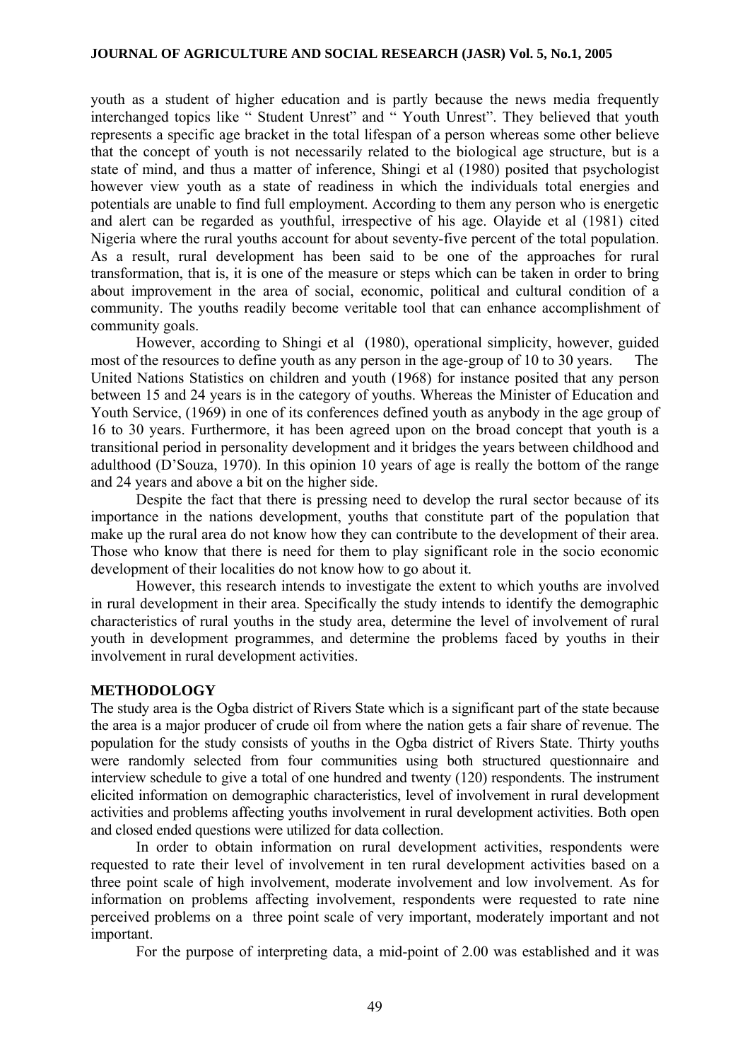youth as a student of higher education and is partly because the news media frequently interchanged topics like " Student Unrest" and " Youth Unrest". They believed that youth represents a specific age bracket in the total lifespan of a person whereas some other believe that the concept of youth is not necessarily related to the biological age structure, but is a state of mind, and thus a matter of inference, Shingi et al (1980) posited that psychologist however view youth as a state of readiness in which the individuals total energies and potentials are unable to find full employment. According to them any person who is energetic and alert can be regarded as youthful, irrespective of his age. Olayide et al (1981) cited Nigeria where the rural youths account for about seventy-five percent of the total population. As a result, rural development has been said to be one of the approaches for rural transformation, that is, it is one of the measure or steps which can be taken in order to bring about improvement in the area of social, economic, political and cultural condition of a community. The youths readily become veritable tool that can enhance accomplishment of community goals.

However, according to Shingi et al (1980), operational simplicity, however, guided most of the resources to define youth as any person in the age-group of 10 to 30 years. The United Nations Statistics on children and youth (1968) for instance posited that any person between 15 and 24 years is in the category of youths. Whereas the Minister of Education and Youth Service, (1969) in one of its conferences defined youth as anybody in the age group of 16 to 30 years. Furthermore, it has been agreed upon on the broad concept that youth is a transitional period in personality development and it bridges the years between childhood and adulthood (D'Souza, 1970). In this opinion 10 years of age is really the bottom of the range and 24 years and above a bit on the higher side.

Despite the fact that there is pressing need to develop the rural sector because of its importance in the nations development, youths that constitute part of the population that make up the rural area do not know how they can contribute to the development of their area. Those who know that there is need for them to play significant role in the socio economic development of their localities do not know how to go about it.

However, this research intends to investigate the extent to which youths are involved in rural development in their area. Specifically the study intends to identify the demographic characteristics of rural youths in the study area, determine the level of involvement of rural youth in development programmes, and determine the problems faced by youths in their involvement in rural development activities.

## METHODOLOGY

The study area is the Ogba district of Rivers State which is a significant part of the state because the area is a major producer of crude oil from where the nation gets a fair share of revenue. The population for the study consists of youths in the Ogba district of Rivers State. Thirty youths were randomly selected from four communities using both structured questionnaire and interview schedule to give a total of one hundred and twenty (120) respondents. The instrument elicited information on demographic characteristics, level of involvement in rural development activities and problems affecting youths involvement in rural development activities. Both open and closed ended questions were utilized for data collection.

In order to obtain information on rural development activities, respondents were requested to rate their level of involvement in ten rural development activities based on a three point scale of high involvement, moderate involvement and low involvement. As for information on problems affecting involvement, respondents were requested to rate nine perceived problems on a three point scale of very important, moderately important and not important.

For the purpose of interpreting data, a mid-point of 2.00 was established and it was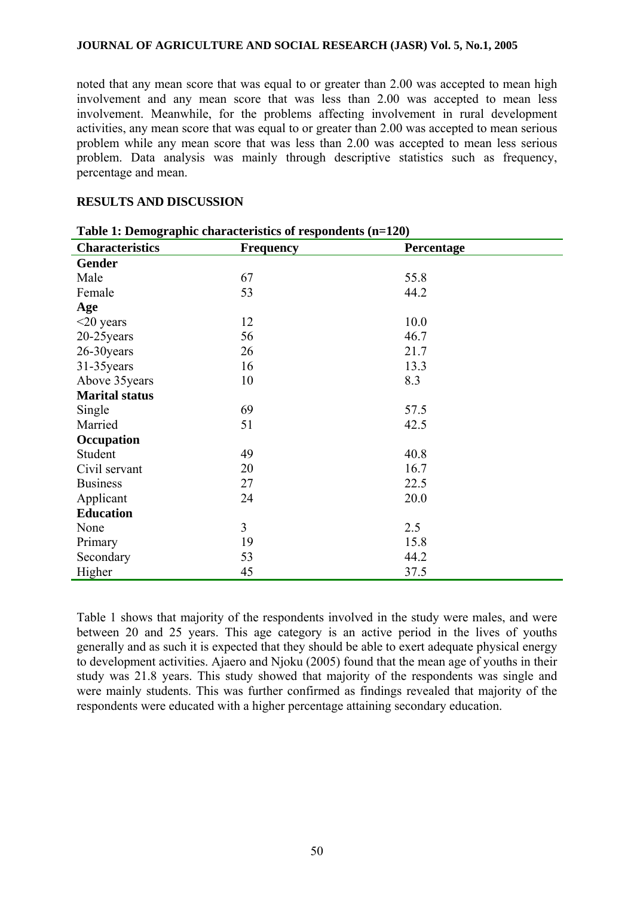noted that any mean score that was equal to or greater than 2.00 was accepted to mean high involvement and any mean score that was less than 2.00 was accepted to mean less involvement. Meanwhile, for the problems affecting involvement in rural development activities, any mean score that was equal to or greater than 2.00 was accepted to mean serious problem while any mean score that was less than 2.00 was accepted to mean less serious problem. Data analysis was mainly through descriptive statistics such as frequency, percentage and mean.

## RESULTS AND DISCUSSION

**Table 1: Demographic characteristics of respondents (n=120)**

| Characteristics | Frequency | Percentage |
|---|---|---|
| **Gender** | | |
| Male | 67 | 55.8 |
| Female | 53 | 44.2 |
| **Age** | | |
| <20 years | 12 | 10.0 |
| 20-25years | 56 | 46.7 |
| 26-30years | 26 | 21.7 |
| 31-35years | 16 | 13.3 |
| Above 35years | 10 | 8.3 |
| **Marital status** | | |
| Single | 69 | 57.5 |
| Married | 51 | 42.5 |
| **Occupation** | | |
| Student | 49 | 40.8 |
| Civil servant | 20 | 16.7 |
| Business | 27 | 22.5 |
| Applicant | 24 | 20.0 |
| **Education** | | |
| None | 3 | 2.5 |
| Primary | 19 | 15.8 |
| Secondary | 53 | 44.2 |
| Higher | 45 | 37.5 |

Table 1 shows that majority of the respondents involved in the study were males, and were between 20 and 25 years. This age category is an active period in the lives of youths generally and as such it is expected that they should be able to exert adequate physical energy to development activities. Ajaero and Njoku (2005) found that the mean age of youths in their study was 21.8 years. This study showed that majority of the respondents was single and were mainly students. This was further confirmed as findings revealed that majority of the respondents were educated with a higher percentage attaining secondary education.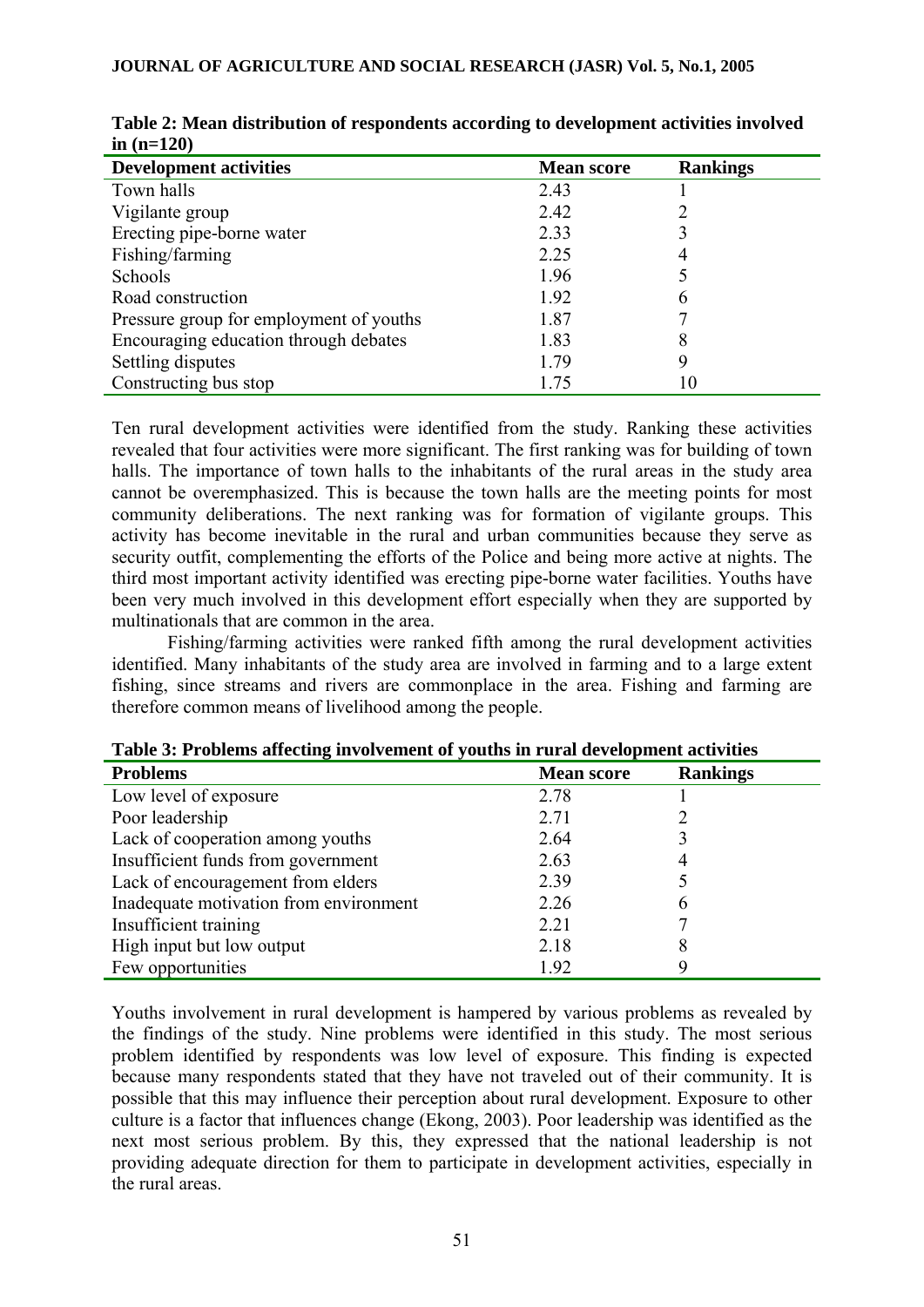**Table 2: Mean distribution of respondents according to development activities involved in (n=120)**

| Development activities | Mean score | Rankings |
|---|---|---|
| Town halls | 2.43 | 1 |
| Vigilante group | 2.42 | 2 |
| Erecting pipe-borne water | 2.33 | 3 |
| Fishing/farming | 2.25 | 4 |
| Schools | 1.96 | 5 |
| Road construction | 1.92 | 6 |
| Pressure group for employment of youths | 1.87 | 7 |
| Encouraging education through debates | 1.83 | 8 |
| Settling disputes | 1.79 | 9 |
| Constructing bus stop | 1.75 | 10 |

Ten rural development activities were identified from the study. Ranking these activities revealed that four activities were more significant. The first ranking was for building of town halls. The importance of town halls to the inhabitants of the rural areas in the study area cannot be overemphasized. This is because the town halls are the meeting points for most community deliberations. The next ranking was for formation of vigilante groups. This activity has become inevitable in the rural and urban communities because they serve as security outfit, complementing the efforts of the Police and being more active at nights. The third most important activity identified was erecting pipe-borne water facilities. Youths have been very much involved in this development effort especially when they are supported by multinationals that are common in the area.

Fishing/farming activities were ranked fifth among the rural development activities identified. Many inhabitants of the study area are involved in farming and to a large extent fishing, since streams and rivers are commonplace in the area. Fishing and farming are therefore common means of livelihood among the people.

**Table 3: Problems affecting involvement of youths in rural development activities**

| Problems | Mean score | Rankings |
|---|---|---|
| Low level of exposure | 2.78 | 1 |
| Poor leadership | 2.71 | 2 |
| Lack of cooperation among youths | 2.64 | 3 |
| Insufficient funds from government | 2.63 | 4 |
| Lack of encouragement from elders | 2.39 | 5 |
| Inadequate motivation from environment | 2.26 | 6 |
| Insufficient training | 2.21 | 7 |
| High input but low output | 2.18 | 8 |
| Few opportunities | 1.92 | 9 |

Youths involvement in rural development is hampered by various problems as revealed by the findings of the study. Nine problems were identified in this study. The most serious problem identified by respondents was low level of exposure. This finding is expected because many respondents stated that they have not traveled out of their community. It is possible that this may influence their perception about rural development. Exposure to other culture is a factor that influences change (Ekong, 2003). Poor leadership was identified as the next most serious problem. By this, they expressed that the national leadership is not providing adequate direction for them to participate in development activities, especially in the rural areas.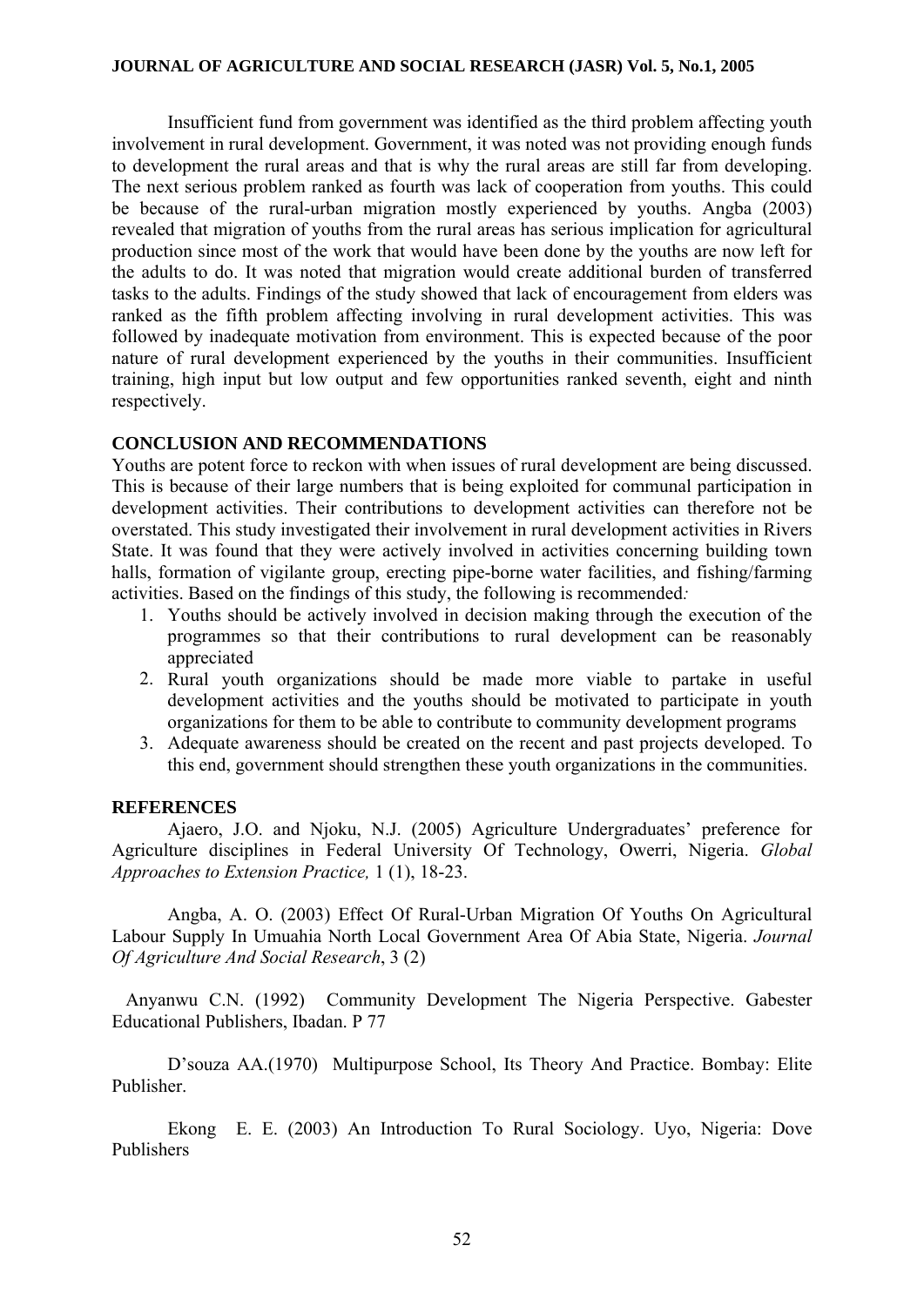Insufficient fund from government was identified as the third problem affecting youth involvement in rural development. Government, it was noted was not providing enough funds to development the rural areas and that is why the rural areas are still far from developing. The next serious problem ranked as fourth was lack of cooperation from youths. This could be because of the rural-urban migration mostly experienced by youths. Angba (2003) revealed that migration of youths from the rural areas has serious implication for agricultural production since most of the work that would have been done by the youths are now left for the adults to do. It was noted that migration would create additional burden of transferred tasks to the adults. Findings of the study showed that lack of encouragement from elders was ranked as the fifth problem affecting involving in rural development activities. This was followed by inadequate motivation from environment. This is expected because of the poor nature of rural development experienced by the youths in their communities. Insufficient training, high input but low output and few opportunities ranked seventh, eight and ninth respectively.

## CONCLUSION AND RECOMMENDATIONS

Youths are potent force to reckon with when issues of rural development are being discussed. This is because of their large numbers that is being exploited for communal participation in development activities. Their contributions to development activities can therefore not be overstated. This study investigated their involvement in rural development activities in Rivers State. It was found that they were actively involved in activities concerning building town halls, formation of vigilante group, erecting pipe-borne water facilities, and fishing/farming activities. Based on the findings of this study, the following is recommended:

1. Youths should be actively involved in decision making through the execution of the programmes so that their contributions to rural development can be reasonably appreciated
2. Rural youth organizations should be made more viable to partake in useful development activities and the youths should be motivated to participate in youth organizations for them to be able to contribute to community development programs
3. Adequate awareness should be created on the recent and past projects developed. To this end, government should strengthen these youth organizations in the communities.

## REFERENCES

Ajaero, J.O. and Njoku, N.J. (2005) Agriculture Undergraduates' preference for Agriculture disciplines in Federal University Of Technology, Owerri, Nigeria. *Global Approaches to Extension Practice,* 1 (1), 18-23.

Angba, A. O. (2003) Effect Of Rural-Urban Migration Of Youths On Agricultural Labour Supply In Umuahia North Local Government Area Of Abia State, Nigeria. *Journal Of Agriculture And Social Research*, 3 (2)

Anyanwu C.N. (1992) Community Development The Nigeria Perspective. Gabester Educational Publishers, Ibadan. P 77

D'souza AA.(1970) Multipurpose School, Its Theory And Practice. Bombay: Elite Publisher.

Ekong E. E. (2003) An Introduction To Rural Sociology. Uyo, Nigeria: Dove Publishers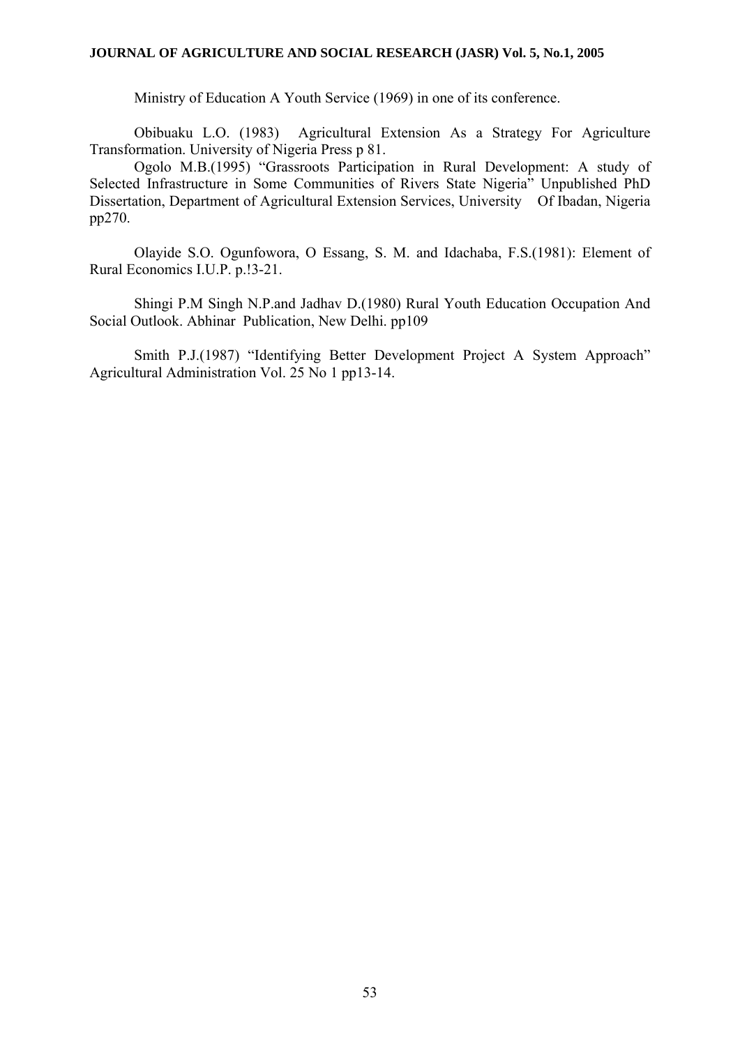Ministry of Education A Youth Service (1969) in one of its conference.

Obibuaku L.O. (1983) Agricultural Extension As a Strategy For Agriculture Transformation. University of Nigeria Press p 81.

Ogolo M.B.(1995) "Grassroots Participation in Rural Development: A study of Selected Infrastructure in Some Communities of Rivers State Nigeria" Unpublished PhD Dissertation, Department of Agricultural Extension Services, University Of Ibadan, Nigeria pp270.

Olayide S.O. Ogunfowora, O Essang, S. M. and Idachaba, F.S.(1981): Element of Rural Economics I.U.P. p.!3-21.

Shingi P.M Singh N.P.and Jadhav D.(1980) Rural Youth Education Occupation And Social Outlook. Abhinar Publication, New Delhi. pp109

Smith P.J.(1987) "Identifying Better Development Project A System Approach" Agricultural Administration Vol. 25 No 1 pp13-14.